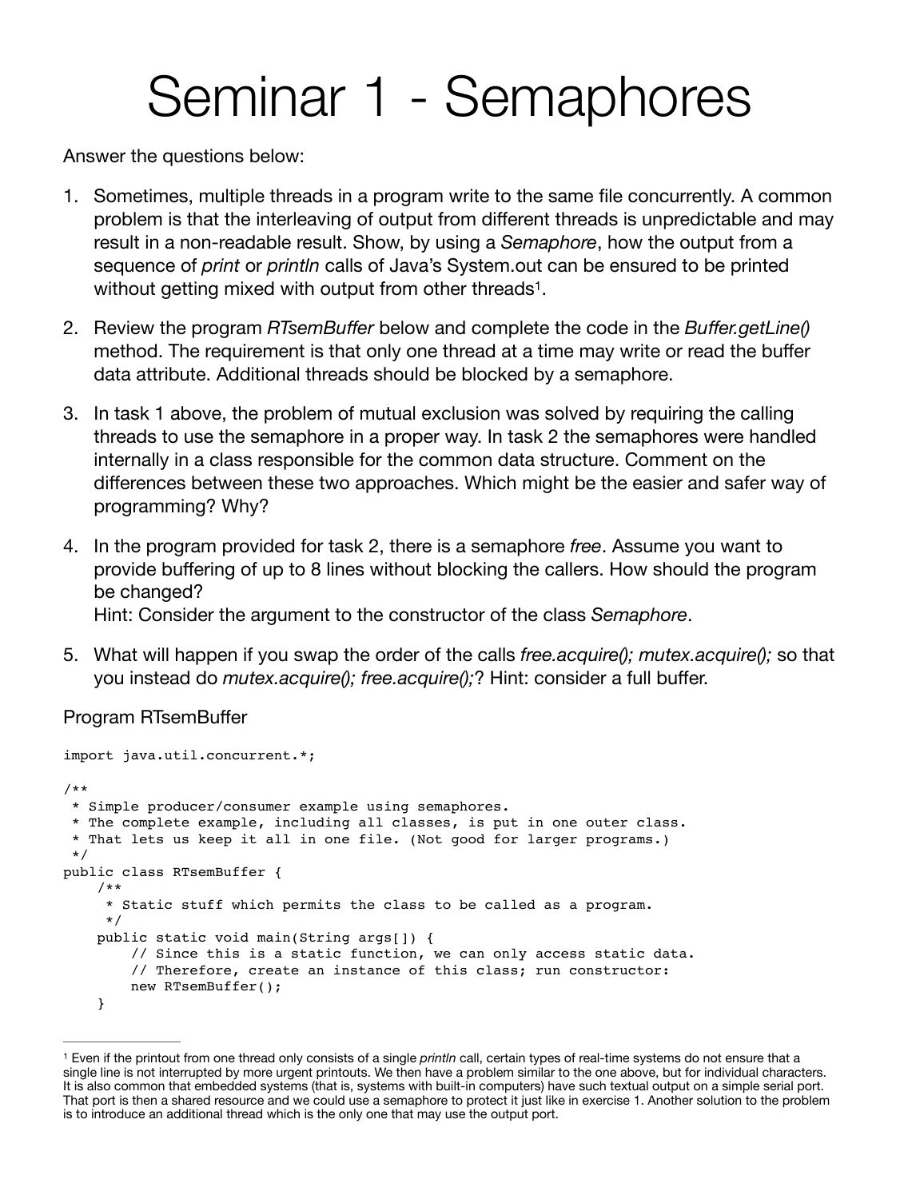# Seminar 1 - Semaphores

Answer the questions below:

1. Sometimes, multiple threads in a program write to the same file concurrently. A common problem is that the interleaving of output from different threads is unpredictable and may result in a non-readable result. Show, by using a *Semaphore*, how the output from a sequence of *print* or *println* calls of Java's System.out can be ensured to be printed without getting mixed with output from other threads[1].

2. Review the program *RTsemBuffer* below and complete the code in the *Buffer.getLine()* method. The requirement is that only one thread at a time may write or read the buffer data attribute. Additional threads should be blocked by a semaphore.

3. In task 1 above, the problem of mutual exclusion was solved by requiring the calling threads to use the semaphore in a proper way. In task 2 the semaphores were handled internally in a class responsible for the common data structure. Comment on the differences between these two approaches. Which might be the easier and safer way of programming? Why?

4. In the program provided for task 2, there is a semaphore *free*. Assume you want to provide buffering of up to 8 lines without blocking the callers. How should the program be changed?
   Hint: Consider the argument to the constructor of the class *Semaphore*.

5. What will happen if you swap the order of the calls *free.acquire(); mutex.acquire();* so that you instead do *mutex.acquire(); free.acquire();*? Hint: consider a full buffer.

Program RTsemBuffer

```
import java.util.concurrent.*;

/**
 * Simple producer/consumer example using semaphores.
 * The complete example, including all classes, is put in one outer class.
 * That lets us keep it all in one file. (Not good for larger programs.)
 */
public class RTsemBuffer {
    /**
     * Static stuff which permits the class to be called as a program.
     */
    public static void main(String args[]) {
        // Since this is a static function, we can only access static data.
        // Therefore, create an instance of this class; run constructor:
        new RTsemBuffer();
    }
```

[1] Even if the printout from one thread only consists of a single *println* call, certain types of real-time systems do not ensure that a single line is not interrupted by more urgent printouts. We then have a problem similar to the one above, but for individual characters. It is also common that embedded systems (that is, systems with built-in computers) have such textual output on a simple serial port. That port is then a shared resource and we could use a semaphore to protect it just like in exercise 1. Another solution to the problem is to introduce an additional thread which is the only one that may use the output port.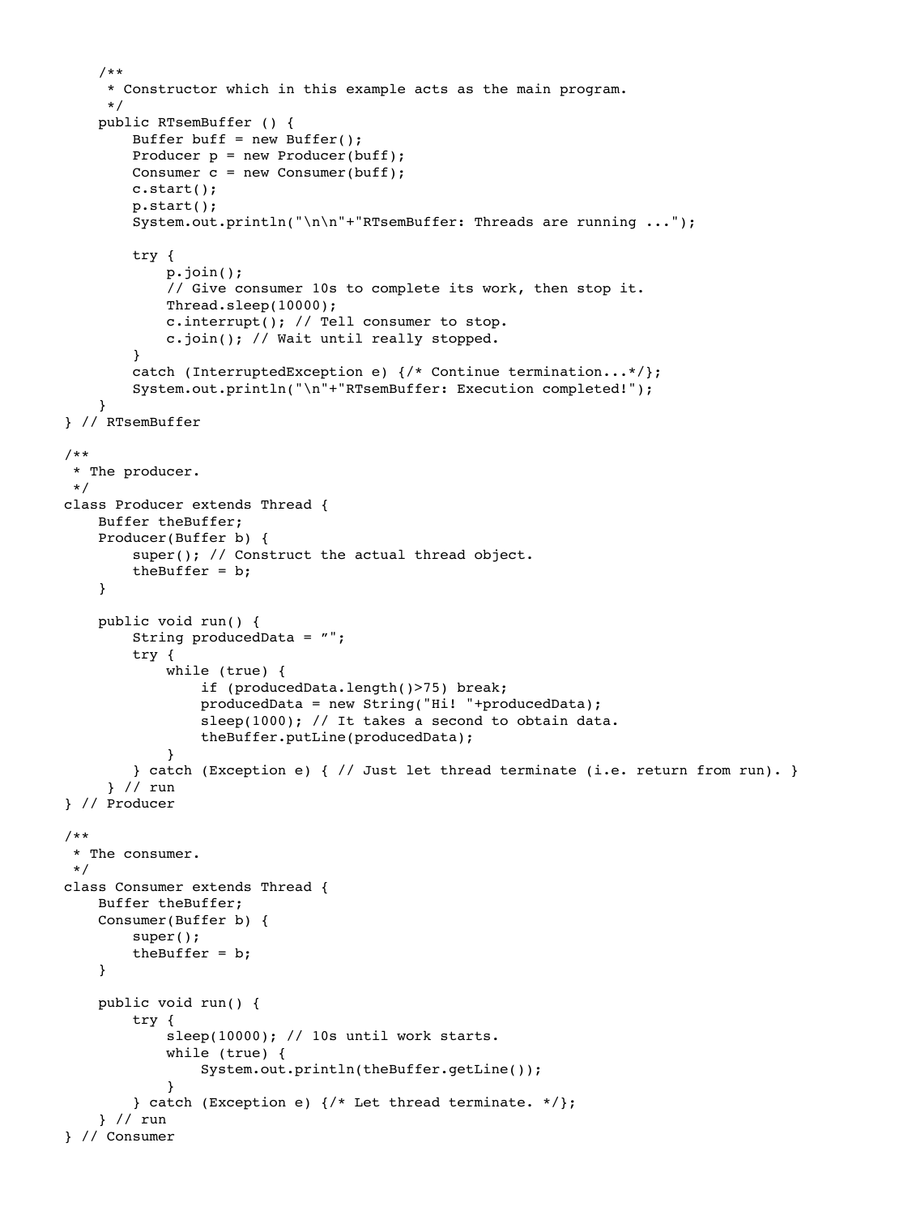```java
    /**
     * Constructor which in this example acts as the main program.
     */
    public RTsemBuffer () {
        Buffer buff = new Buffer();
        Producer p = new Producer(buff);
        Consumer c = new Consumer(buff);
        c.start();
        p.start();
        System.out.println("\n\n"+"RTsemBuffer: Threads are running ...");

        try {
            p.join();
            // Give consumer 10s to complete its work, then stop it.
            Thread.sleep(10000);
            c.interrupt(); // Tell consumer to stop.
            c.join(); // Wait until really stopped.
        }
        catch (InterruptedException e) {/* Continue termination...*/};
        System.out.println("\n"+"RTsemBuffer: Execution completed!");
    }
} // RTsemBuffer

/**
 * The producer.
 */
class Producer extends Thread {
    Buffer theBuffer;
    Producer(Buffer b) {
        super(); // Construct the actual thread object.
        theBuffer = b;
    }

    public void run() {
        String producedData = "";
        try {
            while (true) {
                if (producedData.length()>75) break;
                producedData = new String("Hi! "+producedData);
                sleep(1000); // It takes a second to obtain data.
                theBuffer.putLine(producedData);
            }
        } catch (Exception e) { // Just let thread terminate (i.e. return from run). }
     } // run
} // Producer

/**
 * The consumer.
 */
class Consumer extends Thread {
    Buffer theBuffer;
    Consumer(Buffer b) {
        super();
        theBuffer = b;
    }

    public void run() {
        try {
            sleep(10000); // 10s until work starts.
            while (true) {
                System.out.println(theBuffer.getLine());
            }
        } catch (Exception e) {/* Let thread terminate. */};
    } // run
} // Consumer
```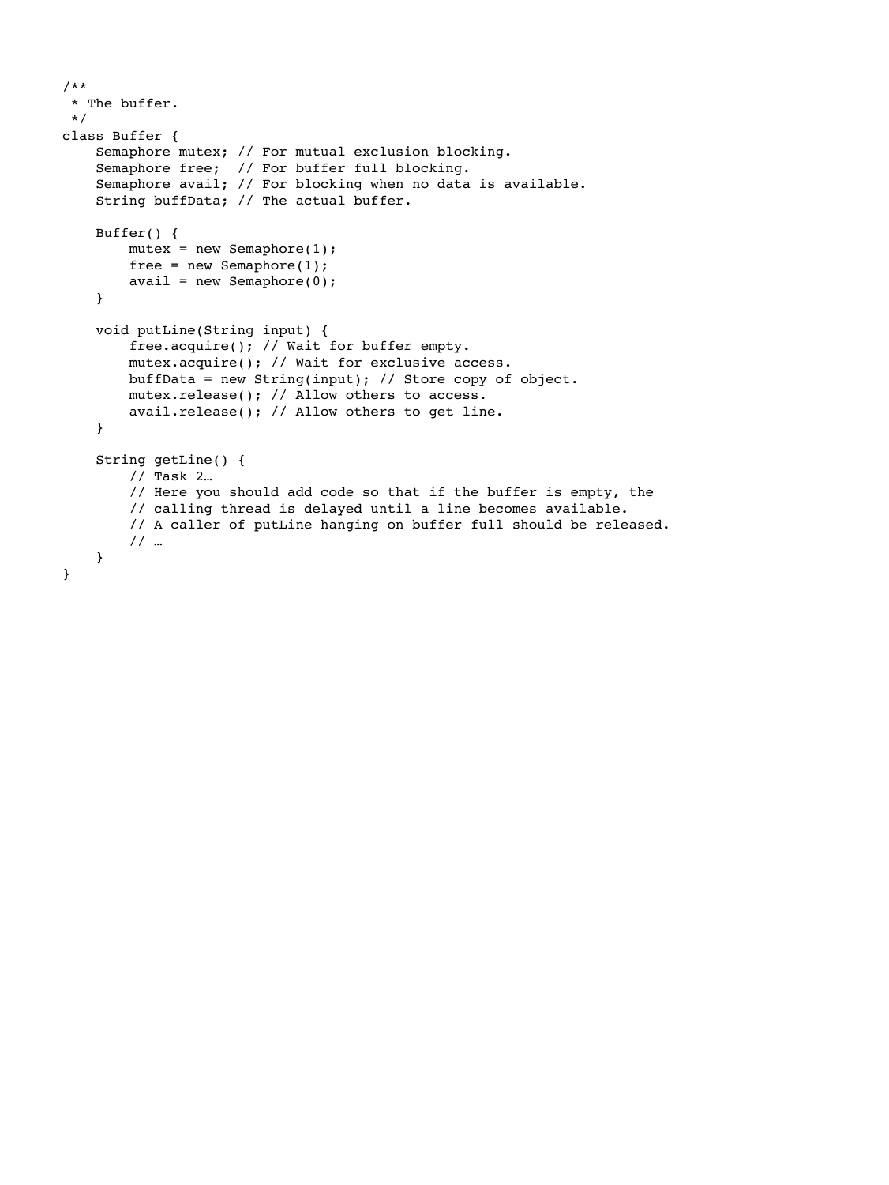```
/**
 * The buffer.
 */
class Buffer {
    Semaphore mutex; // For mutual exclusion blocking.
    Semaphore free;  // For buffer full blocking.
    Semaphore avail; // For blocking when no data is available.
    String buffData; // The actual buffer.

    Buffer() {
        mutex = new Semaphore(1);
        free = new Semaphore(1);
        avail = new Semaphore(0);
    }

    void putLine(String input) {
        free.acquire(); // Wait for buffer empty.
        mutex.acquire(); // Wait for exclusive access.
        buffData = new String(input); // Store copy of object.
        mutex.release(); // Allow others to access.
        avail.release(); // Allow others to get line.
    }

    String getLine() {
        // Task 2…
        // Here you should add code so that if the buffer is empty, the
        // calling thread is delayed until a line becomes available.
        // A caller of putLine hanging on buffer full should be released.
        // …
    }
}
```